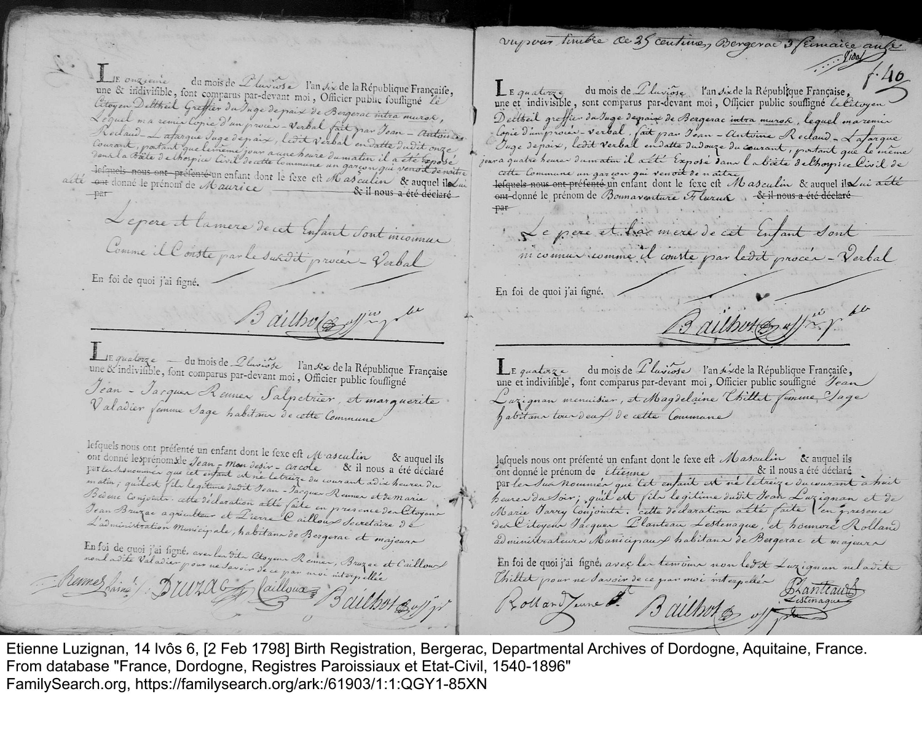vu pour timbre de 25 centimes, Bergerac 3 frimaire an [illegible]

f. 40

Le onzième du mois de Pluviôse l'an six de la République Française une & indivisible, sont comparus par-devant moi, Officier public soussigné le Citoyen Deltheil Greffier du Juge de paix de Bergerac intra muros, Lequel m'a remis Copie d'un procès-verbal fait par Jean-Antoine Rolland-Lafargue Juge de paix, ledit verbal en datte dudit onze courant, portant que le même jour a une heure du matin il a été exposé dans la Boëte de l'hospice Civil de cette commune un garçon qui venoit de naître ~~lesquels nous ont présenté~~ un enfant dont le sexe est Masculin & auquel il lui a été ~~ont~~ donné le prénom de Maurice ~~& il nous a été déclaré par~~

Le père et la mère de cet Enfant sont inconnus Comme il Conste par le susdit procès-verbal

En foi de quoi j'ai signé.

Bailhot off. p. b.

---

Le quatorze du mois de Pluviôse l'an six de la République Française une & indivisible, sont comparus par-devant moi, Officier public soussigné Jean-Jacques Reimes Salpetrier, et Marguerite Valadier femme Sage habitans de cette Commune

lesquels nous ont présenté un enfant dont le sexe est Masculin & auquel ils ont donné les prénoms de Jean-Mon desir-Arcole & il nous a été déclaré par les susnommés que cet enfant est né le treize du courant à dix heures du matin; qu'il est fils legitime dudit Jean-Jacques Reimes et de Marie Bedene Conjoints. cette déclaration a été faite en presence des Citoyens Jean Bruzac agriculteur et Pierre Caillou Secrétaire de L'administration Municipale, habitans de Bergerac et majeurs

En foi de quoi j'ai signé, avec lesdits Citoyens Reimes, Bruzac et Caillou non ladite Valadier pour ne savoir de ce par moi interpellée

Reimes Lainé / Bruzac / Caillou / Bailhot off. p.

---

Le quatorze du mois de Pluviôse l'an six de la République Française, une et indivisible, sont comparus par-devant moi, Officier public soussigné le Citoyen Deltheil greffier du Juge de paix de Bergerac intra muros, lequel m'a remis Copie d'un procès-verbal, fait par Jean-Antoine Rolland-Lafargue Juge de paix, ledit verbal en datte du douze du courant, portant que le même jour a quatre heures du matin il a été Exposé dans la Boëte de l'hospice Civil de cette Commune un garçon qui venoit de naître ~~lesquels nous ont présenté~~ un enfant dont le sexe est Masculin & auquel il lui a été ~~ont~~ donné le prénom de Bonnaventure Fleurus ~~& il nous a été déclaré par~~

Le père et la mère de cet Enfant sont inconnus comme il conste par ledit procès-verbal

En foi de quoi j'ai signé.

Bailhot off. p. b.

---

Le quatorze du mois de Pluviôse l'an six de la République Française, une et indivisible, sont comparus par-devant moi, Officier public soussigné Jean Luzignan menuisier, et Magdelaine Chillet femme Sage habitans tour deux de cette Commune

lesquels nous ont présenté un enfant dont le sexe est Masculin & auquel ils ont donné le prénom de Etienne & il nous a été déclaré par les susnommés que cet enfant est né le treize du courant à huit heures du Soir; qu'il est fils legitime dudit Jean Luzignan et de Marie Jarry Conjoints. cette déclaration a été faite en presence des Citoyens Jacques Planteau Lestenague, et honoré Rolland administrateurs Municipaux habitans de Bergerac et majeurs

En foi de quoi j'ai signé, avec les temoins non ledit Luzignan ni ladite Chillet pour ne savoir de ce par moi interpellés

Planteau Lestenague / Rolland Jeune / Bailhot off. p.

Etienne Luzignan, 14 Ivôs 6, [2 Feb 1798] Birth Registration, Bergerac, Departmental Archives of Dordogne, Aquitaine, France.
From database "France, Dordogne, Registres Paroissiaux et Etat-Civil, 1540-1896"
FamilySearch.org, https://familysearch.org/ark:/61903/1:1:QGY1-85XN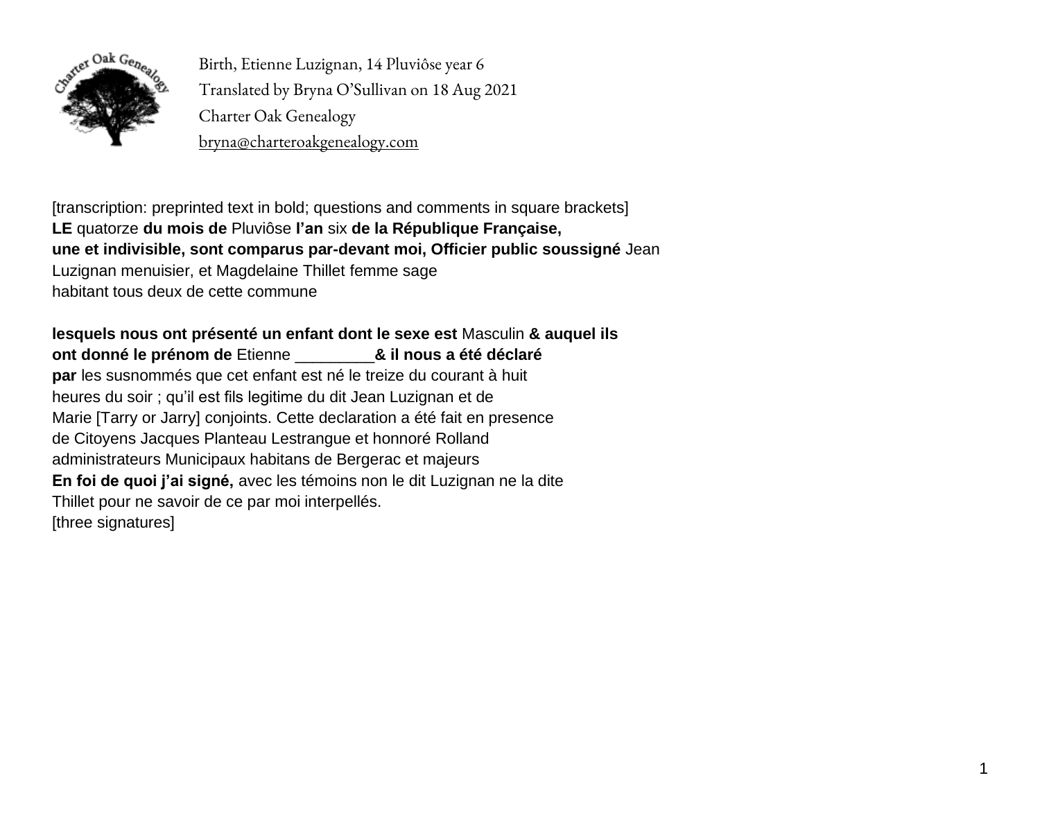Birth, Etienne Luzignan, 14 Pluviôse year 6
Translated by Bryna O'Sullivan on 18 Aug 2021
Charter Oak Genealogy
bryna@charteroakgenealogy.com

[transcription: preprinted text in bold; questions and comments in square brackets]
**LE** quatorze **du mois de** Pluviôse **l'an** six **de la République Française,**
**une et indivisible, sont comparus par-devant moi, Officier public soussigné** Jean
Luzignan menuisier, et Magdelaine Thillet femme sage
habitant tous deux de cette commune

**lesquels nous ont présenté un enfant dont le sexe est** Masculin **& auquel ils**
**ont donné le prénom de** Etienne _________**& il nous a été déclaré**
**par** les susnommés que cet enfant est né le treize du courant à huit
heures du soir ; qu'il est fils legitime du dit Jean Luzignan et de
Marie [Tarry or Jarry] conjoints. Cette declaration a été fait en presence
de Citoyens Jacques Planteau Lestrangue et honnoré Rolland
administrateurs Municipaux habitans de Bergerac et majeurs
**En foi de quoi j'ai signé,** avec les témoins non le dit Luzignan ne la dite
Thillet pour ne savoir de ce par moi interpellés.
[three signatures]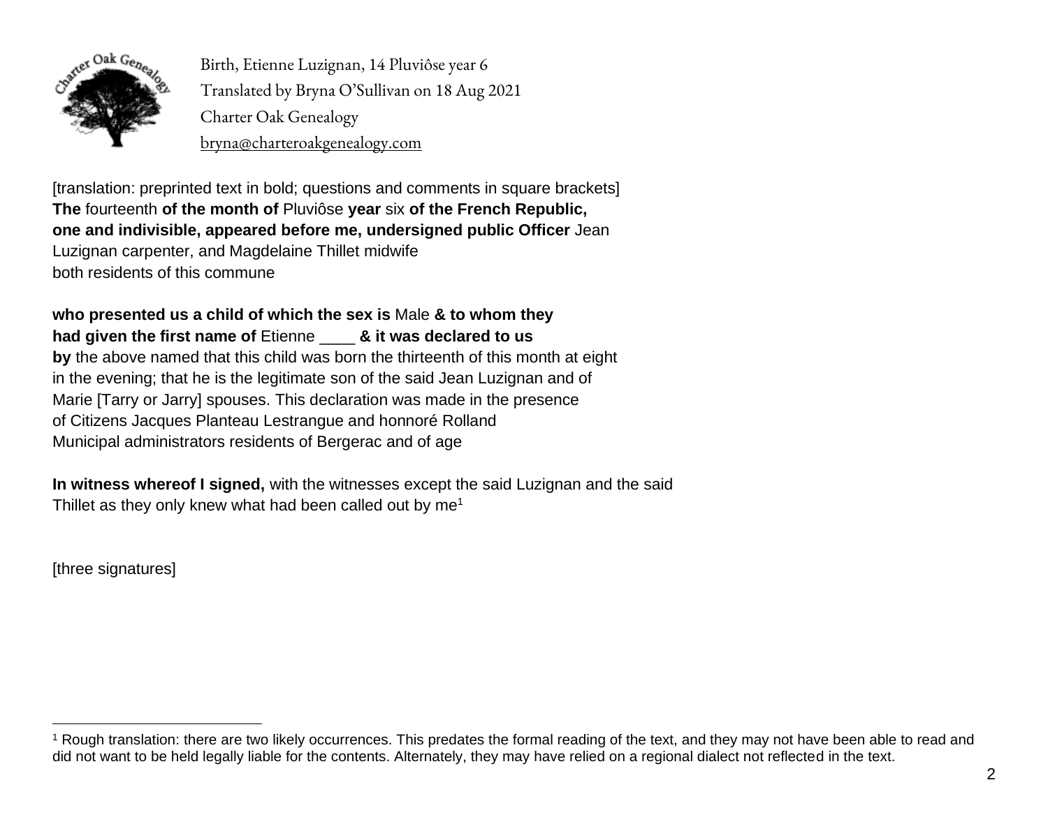Birth, Etienne Luzignan, 14 Pluviôse year 6
Translated by Bryna O'Sullivan on 18 Aug 2021
Charter Oak Genealogy
bryna@charteroakgenealogy.com

[translation: preprinted text in bold; questions and comments in square brackets]
**The** fourteenth **of the month of** Pluviôse **year** six **of the French Republic, one and indivisible, appeared before me, undersigned public Officer** Jean Luzignan carpenter, and Magdelaine Thillet midwife
both residents of this commune

**who presented us a child of which the sex is** Male **& to whom they had given the first name of** Etienne ____ **& it was declared to us by** the above named that this child was born the thirteenth of this month at eight in the evening; that he is the legitimate son of the said Jean Luzignan and of Marie [Tarry or Jarry] spouses. This declaration was made in the presence of Citizens Jacques Planteau Lestrangue and honnoré Rolland
Municipal administrators residents of Bergerac and of age

**In witness whereof I signed,** with the witnesses except the said Luzignan and the said Thillet as they only knew what had been called out by me[1]

[three signatures]

---

[1] Rough translation: there are two likely occurrences. This predates the formal reading of the text, and they may not have been able to read and did not want to be held legally liable for the contents. Alternately, they may have relied on a regional dialect not reflected in the text.